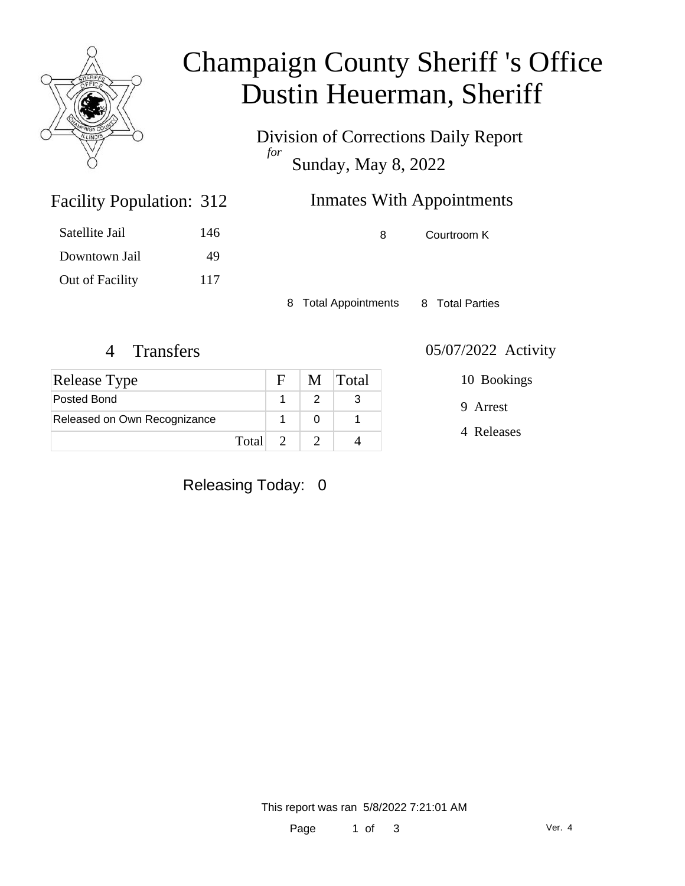# Champaign County Sheriff 's Office
# Dustin Heuerman, Sheriff

Division of Corrections Daily Report
*for*
Sunday, May 8, 2022

## Facility Population: 312

| | |
|---|---|
| Satellite Jail | 146 |
| Downtown Jail | 49 |
| Out of Facility | 117 |

## Inmates With Appointments

| | |
|---|---|
| 8 | Courtroom K |

8 Total Appointments    8 Total Parties

## 4 Transfers

| Release Type | F | M | Total |
|---|---|---|---|
| Posted Bond | 1 | 2 | 3 |
| Released on Own Recognizance | 1 | 0 | 1 |
| Total | 2 | 2 | 4 |

## 05/07/2022 Activity

10 Bookings

9 Arrest

4 Releases

Releasing Today: 0

This report was ran 5/8/2022 7:21:01 AM

Ver. 4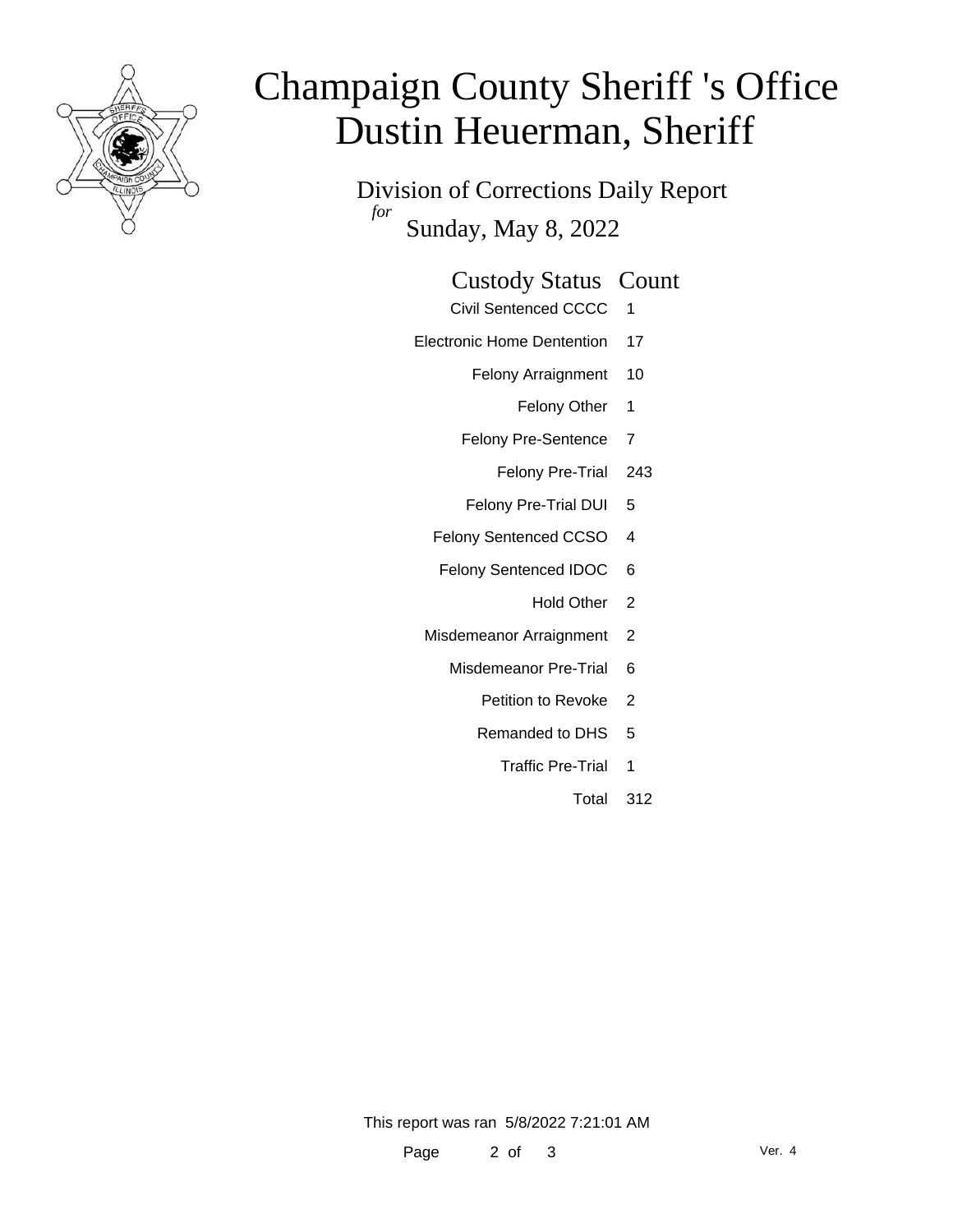# Champaign County Sheriff 's Office
# Dustin Heuerman, Sheriff

Division of Corrections Daily Report

*for*

Sunday, May 8, 2022

| Custody Status | Count |
|---|---|
| Civil Sentenced CCCC | 1 |
| Electronic Home Dentention | 17 |
| Felony Arraignment | 10 |
| Felony Other | 1 |
| Felony Pre-Sentence | 7 |
| Felony Pre-Trial | 243 |
| Felony Pre-Trial DUI | 5 |
| Felony Sentenced CCSO | 4 |
| Felony Sentenced IDOC | 6 |
| Hold Other | 2 |
| Misdemeanor Arraignment | 2 |
| Misdemeanor Pre-Trial | 6 |
| Petition to Revoke | 2 |
| Remanded to DHS | 5 |
| Traffic Pre-Trial | 1 |
| Total | 312 |

This report was ran 5/8/2022 7:21:01 AM

Ver. 4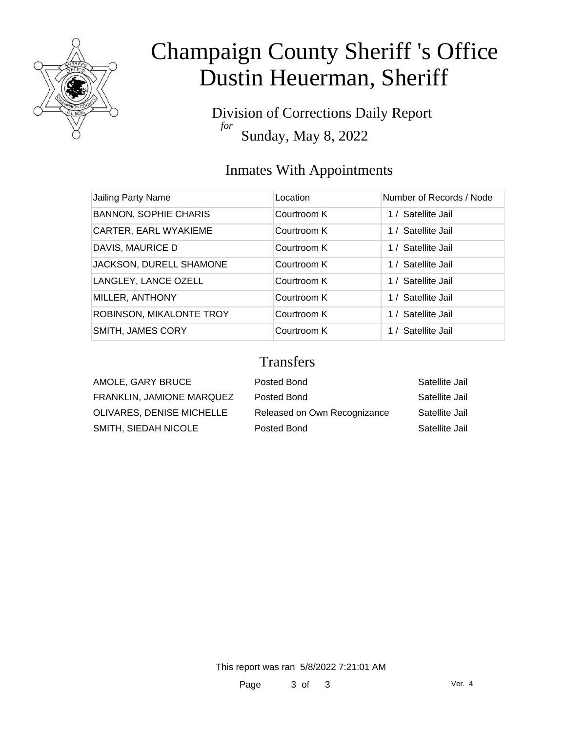# Champaign County Sheriff 's Office
# Dustin Heuerman, Sheriff

Division of Corrections Daily Report
*for*
Sunday, May 8, 2022

## Inmates With Appointments

| Jailing Party Name | Location | Number of Records / Node |
| --- | --- | --- |
| BANNON, SOPHIE CHARIS | Courtroom K | 1 / Satellite Jail |
| CARTER, EARL WYAKIEME | Courtroom K | 1 / Satellite Jail |
| DAVIS, MAURICE D | Courtroom K | 1 / Satellite Jail |
| JACKSON, DURELL SHAMONE | Courtroom K | 1 / Satellite Jail |
| LANGLEY, LANCE OZELL | Courtroom K | 1 / Satellite Jail |
| MILLER, ANTHONY | Courtroom K | 1 / Satellite Jail |
| ROBINSON, MIKALONTE TROY | Courtroom K | 1 / Satellite Jail |
| SMITH, JAMES CORY | Courtroom K | 1 / Satellite Jail |

## Transfers

| | | |
| --- | --- | --- |
| AMOLE, GARY BRUCE | Posted Bond | Satellite Jail |
| FRANKLIN, JAMIONE MARQUEZ | Posted Bond | Satellite Jail |
| OLIVARES, DENISE MICHELLE | Released on Own Recognizance | Satellite Jail |
| SMITH, SIEDAH NICOLE | Posted Bond | Satellite Jail |

This report was ran 5/8/2022 7:21:01 AM

Ver. 4